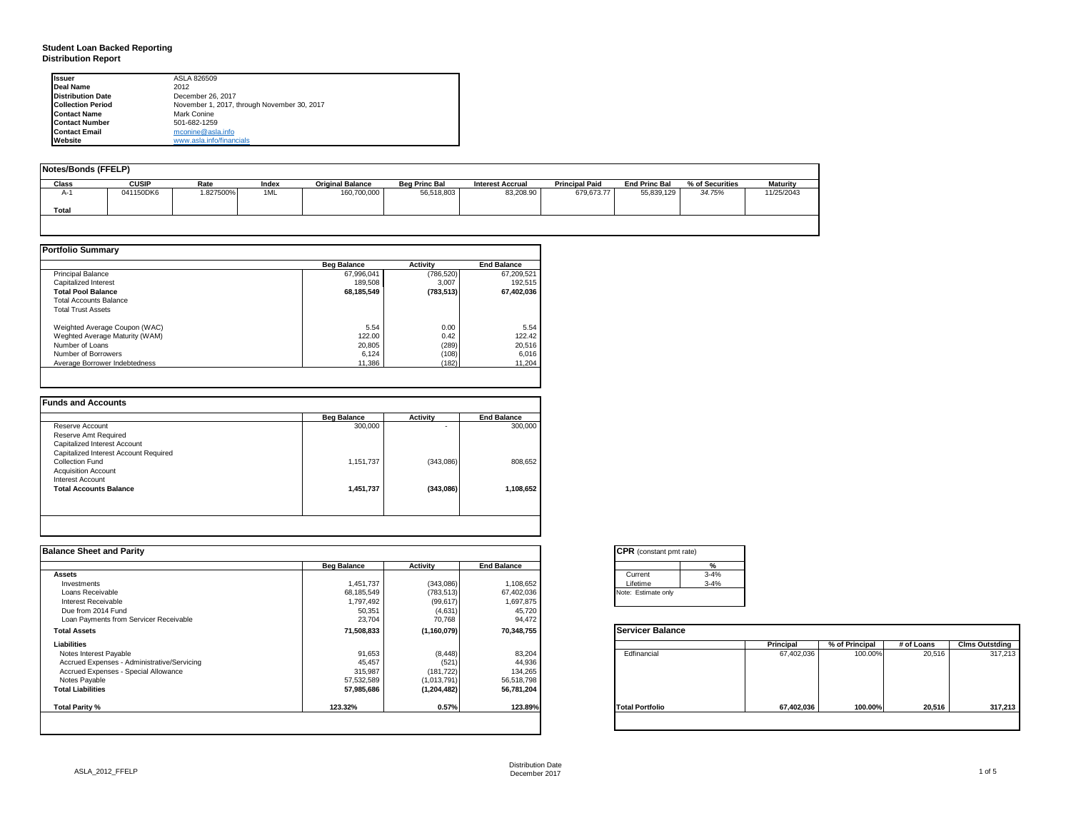**Student Loan Backed Reporting**
**Distribution Report**

| | |
|---|---|
| **Issuer** | ASLA 826509 |
| **Deal Name** | 2012 |
| **Distribution Date** | December 26, 2017 |
| **Collection Period** | November 1, 2017, through November 30, 2017 |
| **Contact Name** | Mark Conine |
| **Contact Number** | 501-682-1259 |
| **Contact Email** | mconine@asla.info |
| **Website** | www.asla.info/financials |

**Notes/Bonds (FFELP)**

| Class | CUSIP | Rate | Index | Original Balance | Beg Princ Bal | Interest Accrual | Principal Paid | End Princ Bal | % of Securities | Maturity |
|---|---|---|---|---|---|---|---|---|---|---|
| A-1 | 041150DK6 | 1.827500% | 1ML | 160,700,000 | 56,518,803 | 83,208.90 | 679,673.77 | 55,839,129 | 34.75% | 11/25/2043 |
| **Total** | | | | | | | | | | |

**Portfolio Summary**

| | Beg Balance | Activity | End Balance |
|---|---|---|---|
| Principal Balance | 67,996,041 | (786,520) | 67,209,521 |
| Capitalized Interest | 189,508 | 3,007 | 192,515 |
| **Total Pool Balance** | **68,185,549** | **(783,513)** | **67,402,036** |
| Total Accounts Balance | | | |
| Total Trust Assets | | | |
| Weighted Average Coupon (WAC) | 5.54 | 0.00 | 5.54 |
| Weghted Average Maturity (WAM) | 122.00 | 0.42 | 122.42 |
| Number of Loans | 20,805 | (289) | 20,516 |
| Number of Borrowers | 6,124 | (108) | 6,016 |
| Average Borrower Indebtedness | 11,386 | (182) | 11,204 |

**Funds and Accounts**

| | Beg Balance | Activity | End Balance |
|---|---|---|---|
| Reserve Account | 300,000 | - | 300,000 |
| Reserve Amt Required | | | |
| Capitalized Interest Account | | | |
| Capitalized Interest Account Required | | | |
| Collection Fund | 1,151,737 | (343,086) | 808,652 |
| Acquisition Account | | | |
| Interest Account | | | |
| **Total Accounts Balance** | **1,451,737** | **(343,086)** | **1,108,652** |

**Balance Sheet and Parity**

| | Beg Balance | Activity | End Balance |
|---|---|---|---|
| **Assets** | | | |
| Investments | 1,451,737 | (343,086) | 1,108,652 |
| Loans Receivable | 68,185,549 | (783,513) | 67,402,036 |
| Interest Receivable | 1,797,492 | (99,617) | 1,697,875 |
| Due from 2014 Fund | 50,351 | (4,631) | 45,720 |
| Loan Payments from Servicer Receivable | 23,704 | 70,768 | 94,472 |
| **Total Assets** | **71,508,833** | **(1,160,079)** | **70,348,755** |
| **Liabilities** | | | |
| Notes Interest Payable | 91,653 | (8,448) | 83,204 |
| Accrued Expenses - Administrative/Servicing | 45,457 | (521) | 44,936 |
| Accrued Expenses - Special Allowance | 315,987 | (181,722) | 134,265 |
| Notes Payable | 57,532,589 | (1,013,791) | 56,518,798 |
| **Total Liabilities** | **57,985,686** | **(1,204,482)** | **56,781,204** |
| **Total Parity %** | **123.32%** | **0.57%** | **123.89%** |

**CPR** (constant pmt rate)

| | % |
|---|---|
| Current | 3-4% |
| Lifetime | 3-4% |

Note: Estimate only

**Servicer Balance**

| | Principal | % of Principal | # of Loans | Clms Outstding |
|---|---|---|---|---|
| Edfinancial | 67,402,036 | 100.00% | 20,516 | 317,213 |
| **Total Portfolio** | **67,402,036** | **100.00%** | **20,516** | **317,213** |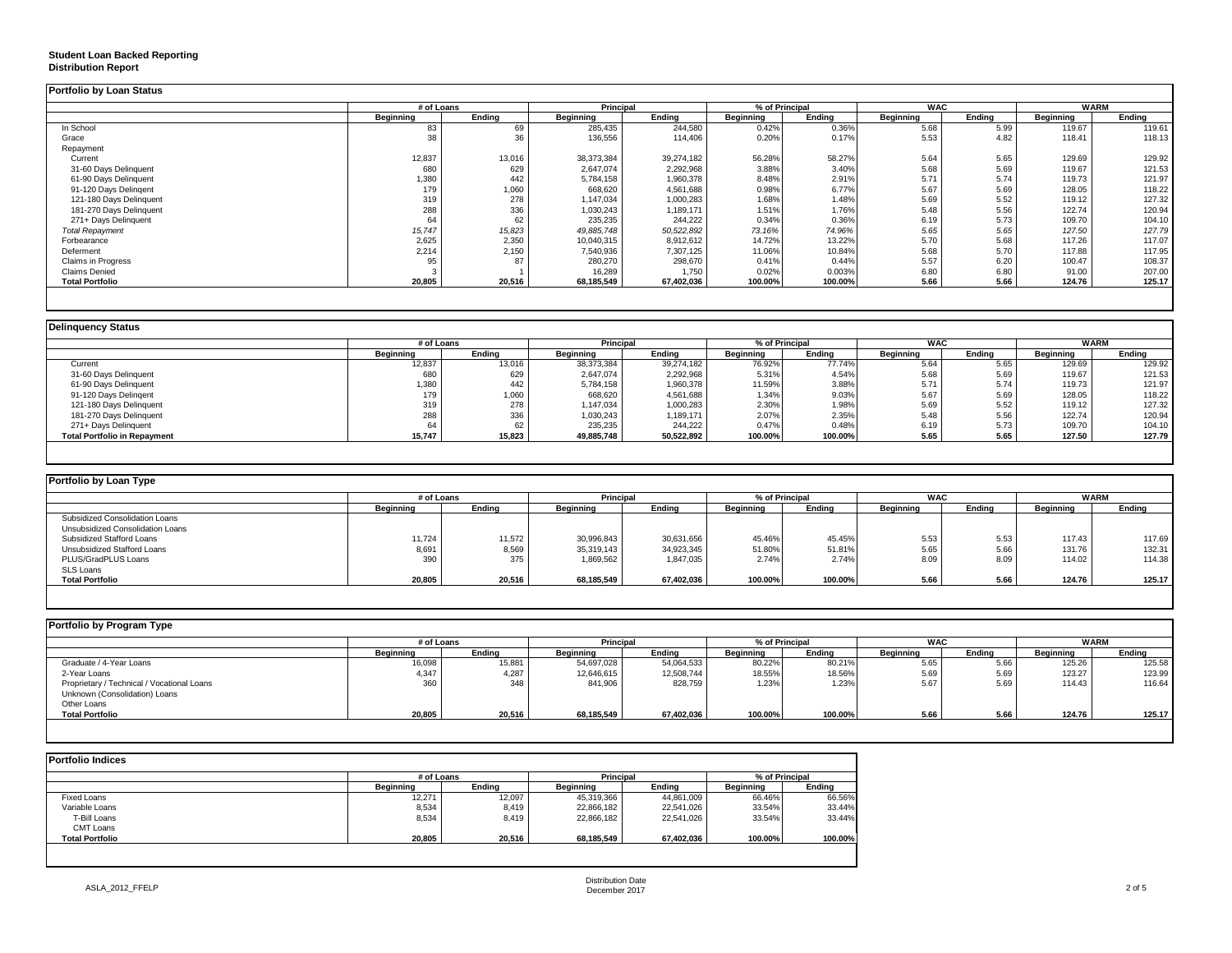**Student Loan Backed Reporting**
**Distribution Report**

## Portfolio by Loan Status

| | # of Loans | | Principal | | % of Principal | | WAC | | WARM | |
|---|---|---|---|---|---|---|---|---|---|---|
| | Beginning | Ending | Beginning | Ending | Beginning | Ending | Beginning | Ending | Beginning | Ending |
| In School | 83 | 69 | 285,435 | 244,580 | 0.42% | 0.36% | 5.68 | 5.99 | 119.67 | 119.61 |
| Grace | 38 | 36 | 136,556 | 114,406 | 0.20% | 0.17% | 5.53 | 4.82 | 118.41 | 118.13 |
| Repayment | | | | | | | | | | |
| Current | 12,837 | 13,016 | 38,373,384 | 39,274,182 | 56.28% | 58.27% | 5.64 | 5.65 | 129.69 | 129.92 |
| 31-60 Days Delinquent | 680 | 629 | 2,647,074 | 2,292,968 | 3.88% | 3.40% | 5.68 | 5.69 | 119.67 | 121.53 |
| 61-90 Days Delinquent | 1,380 | 442 | 5,784,158 | 1,960,378 | 8.48% | 2.91% | 5.71 | 5.74 | 119.73 | 121.97 |
| 91-120 Days Delingent | 179 | 1,060 | 668,620 | 4,561,688 | 0.98% | 6.77% | 5.67 | 5.69 | 128.05 | 118.22 |
| 121-180 Days Delinquent | 319 | 278 | 1,147,034 | 1,000,283 | 1.68% | 1.48% | 5.69 | 5.52 | 119.12 | 127.32 |
| 181-270 Days Delinquent | 288 | 336 | 1,030,243 | 1,189,171 | 1.51% | 1.76% | 5.48 | 5.56 | 122.74 | 120.94 |
| 271+ Days Delinquent | 64 | 62 | 235,235 | 244,222 | 0.34% | 0.36% | 6.19 | 5.73 | 109.70 | 104.10 |
| *Total Repayment* | *15,747* | *15,823* | *49,885,748* | *50,522,892* | *73.16%* | *74.96%* | *5.65* | *5.65* | *127.50* | *127.79* |
| Forbearance | 2,625 | 2,350 | 10,040,315 | 8,912,612 | 14.72% | 13.22% | 5.70 | 5.68 | 117.26 | 117.07 |
| Deferment | 2,214 | 2,150 | 7,540,936 | 7,307,125 | 11.06% | 10.84% | 5.68 | 5.70 | 117.88 | 117.95 |
| Claims in Progress | 95 | 87 | 280,270 | 298,670 | 0.41% | 0.44% | 5.57 | 6.20 | 100.47 | 108.37 |
| Claims Denied | 3 | 1 | 16,289 | 1,750 | 0.02% | 0.003% | 6.80 | 6.80 | 91.00 | 207.00 |
| **Total Portfolio** | **20,805** | **20,516** | **68,185,549** | **67,402,036** | **100.00%** | **100.00%** | **5.66** | **5.66** | **124.76** | **125.17** |

## Delinquency Status

| | # of Loans | | Principal | | % of Principal | | WAC | | WARM | |
|---|---|---|---|---|---|---|---|---|---|---|
| | Beginning | Ending | Beginning | Ending | Beginning | Ending | Beginning | Ending | Beginning | Ending |
| Current | 12,837 | 13,016 | 38,373,384 | 39,274,182 | 76.92% | 77.74% | 5.64 | 5.65 | 129.69 | 129.92 |
| 31-60 Days Delinquent | 680 | 629 | 2,647,074 | 2,292,968 | 5.31% | 4.54% | 5.68 | 5.69 | 119.67 | 121.53 |
| 61-90 Days Delinquent | 1,380 | 442 | 5,784,158 | 1,960,378 | 11.59% | 3.88% | 5.71 | 5.74 | 119.73 | 121.97 |
| 91-120 Days Delingent | 179 | 1,060 | 668,620 | 4,561,688 | 1.34% | 9.03% | 5.67 | 5.69 | 128.05 | 118.22 |
| 121-180 Days Delinquent | 319 | 278 | 1,147,034 | 1,000,283 | 2.30% | 1.98% | 5.69 | 5.52 | 119.12 | 127.32 |
| 181-270 Days Delinquent | 288 | 336 | 1,030,243 | 1,189,171 | 2.07% | 2.35% | 5.48 | 5.56 | 122.74 | 120.94 |
| 271+ Days Delinquent | 64 | 62 | 235,235 | 244,222 | 0.47% | 0.48% | 6.19 | 5.73 | 109.70 | 104.10 |
| **Total Portfolio in Repayment** | **15,747** | **15,823** | **49,885,748** | **50,522,892** | **100.00%** | **100.00%** | **5.65** | **5.65** | **127.50** | **127.79** |

## Portfolio by Loan Type

| | # of Loans | | Principal | | % of Principal | | WAC | | WARM | |
|---|---|---|---|---|---|---|---|---|---|---|
| | Beginning | Ending | Beginning | Ending | Beginning | Ending | Beginning | Ending | Beginning | Ending |
| Subsidized Consolidation Loans | | | | | | | | | | |
| Unsubsidized Consolidation Loans | | | | | | | | | | |
| Subsidized Stafford Loans | 11,724 | 11,572 | 30,996,843 | 30,631,656 | 45.46% | 45.45% | 5.53 | 5.53 | 117.43 | 117.69 |
| Unsubsidized Stafford Loans | 8,691 | 8,569 | 35,319,143 | 34,923,345 | 51.80% | 51.81% | 5.65 | 5.66 | 131.76 | 132.31 |
| PLUS/GradPLUS Loans | 390 | 375 | 1,869,562 | 1,847,035 | 2.74% | 2.74% | 8.09 | 8.09 | 114.02 | 114.38 |
| SLS Loans | | | | | | | | | | |
| **Total Portfolio** | **20,805** | **20,516** | **68,185,549** | **67,402,036** | **100.00%** | **100.00%** | **5.66** | **5.66** | **124.76** | **125.17** |

## Portfolio by Program Type

| | # of Loans | | Principal | | % of Principal | | WAC | | WARM | |
|---|---|---|---|---|---|---|---|---|---|---|
| | Beginning | Ending | Beginning | Ending | Beginning | Ending | Beginning | Ending | Beginning | Ending |
| Graduate / 4-Year Loans | 16,098 | 15,881 | 54,697,028 | 54,064,533 | 80.22% | 80.21% | 5.65 | 5.66 | 125.26 | 125.58 |
| 2-Year Loans | 4,347 | 4,287 | 12,646,615 | 12,508,744 | 18.55% | 18.56% | 5.69 | 5.69 | 123.27 | 123.99 |
| Proprietary / Technical / Vocational Loans | 360 | 348 | 841,906 | 828,759 | 1.23% | 1.23% | 5.67 | 5.69 | 114.43 | 116.64 |
| Unknown (Consolidation) Loans | | | | | | | | | | |
| Other Loans | | | | | | | | | | |
| **Total Portfolio** | **20,805** | **20,516** | **68,185,549** | **67,402,036** | **100.00%** | **100.00%** | **5.66** | **5.66** | **124.76** | **125.17** |

## Portfolio Indices

| | # of Loans | | Principal | | % of Principal | |
|---|---|---|---|---|---|---|
| | Beginning | Ending | Beginning | Ending | Beginning | Ending |
| Fixed Loans | 12,271 | 12,097 | 45,319,366 | 44,861,009 | 66.46% | 66.56% |
| Variable Loans | 8,534 | 8,419 | 22,866,182 | 22,541,026 | 33.54% | 33.44% |
| T-Bill Loans | 8,534 | 8,419 | 22,866,182 | 22,541,026 | 33.54% | 33.44% |
| CMT Loans | | | | | | |
| **Total Portfolio** | **20,805** | **20,516** | **68,185,549** | **67,402,036** | **100.00%** | **100.00%** |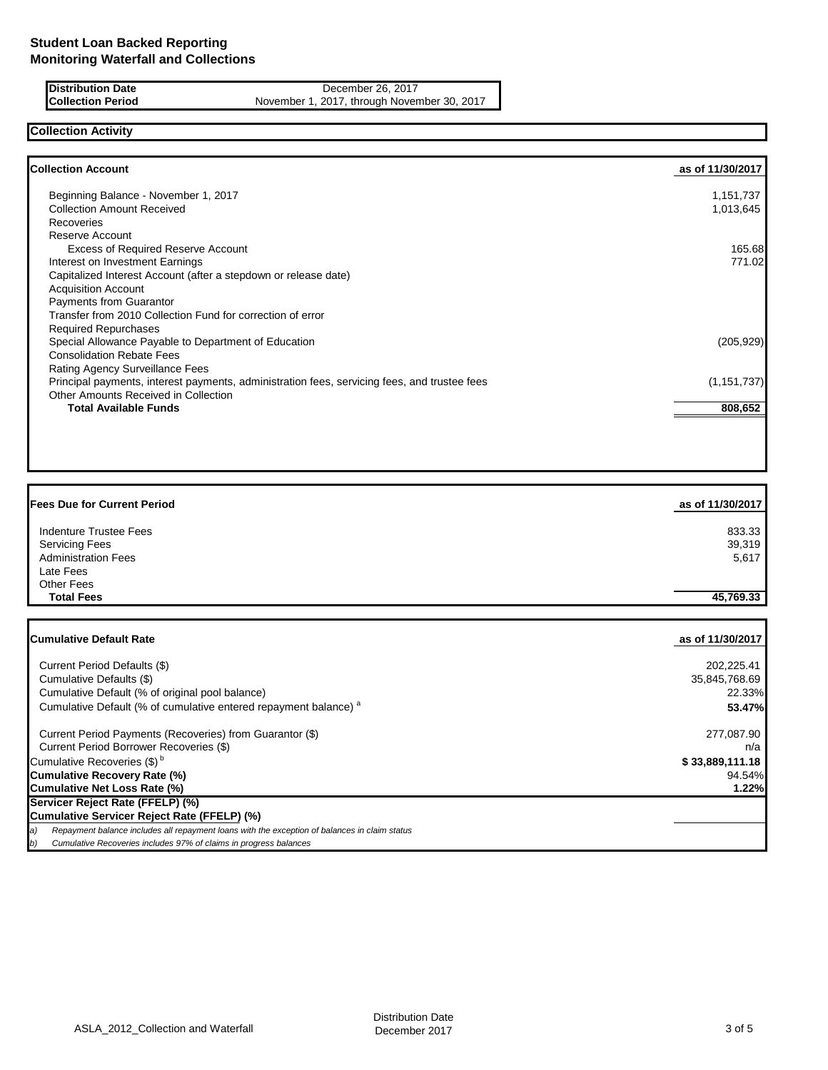# Student Loan Backed Reporting
# Monitoring Waterfall and Collections

| | |
|---|---|
| **Distribution Date** | December 26, 2017 |
| **Collection Period** | November 1, 2017, through November 30, 2017 |

## Collection Activity

| **Collection Account** | **as of 11/30/2017** |
|---|---|
| Beginning Balance - November 1, 2017 | 1,151,737 |
| Collection Amount Received | 1,013,645 |
| Recoveries | |
| Reserve Account | |
| Excess of Required Reserve Account | 165.68 |
| Interest on Investment Earnings | 771.02 |
| Capitalized Interest Account (after a stepdown or release date) | |
| Acquisition Account | |
| Payments from Guarantor | |
| Transfer from 2010 Collection Fund for correction of error | |
| Required Repurchases | |
| Special Allowance Payable to Department of Education | (205,929) |
| Consolidation Rebate Fees | |
| Rating Agency Surveillance Fees | |
| Principal payments, interest payments, administration fees, servicing fees, and trustee fees | (1,151,737) |
| Other Amounts Received in Collection | |
| **Total Available Funds** | **808,652** |

| **Fees Due for Current Period** | **as of 11/30/2017** |
|---|---|
| Indenture Trustee Fees | 833.33 |
| Servicing Fees | 39,319 |
| Administration Fees | 5,617 |
| Late Fees | |
| Other Fees | |
| **Total Fees** | **45,769.33** |

| **Cumulative Default Rate** | **as of 11/30/2017** |
|---|---|
| Current Period Defaults ($) | 202,225.41 |
| Cumulative Defaults ($) | 35,845,768.69 |
| Cumulative Default (% of original pool balance) | 22.33% |
| Cumulative Default (% of cumulative entered repayment balance) [a] | **53.47%** |
| Current Period Payments (Recoveries) from Guarantor ($) | 277,087.90 |
| Current Period Borrower Recoveries ($) | n/a |
| Cumulative Recoveries ($) [b] | **$ 33,889,111.18** |
| **Cumulative Recovery Rate (%)** | 94.54% |
| **Cumulative Net Loss Rate (%)** | **1.22%** |
| **Servicer Reject Rate (FFELP) (%)** | |
| **Cumulative Servicer Reject Rate (FFELP) (%)** | |

*a) Repayment balance includes all repayment loans with the exception of balances in claim status*

*b) Cumulative Recoveries includes 97% of claims in progress balances*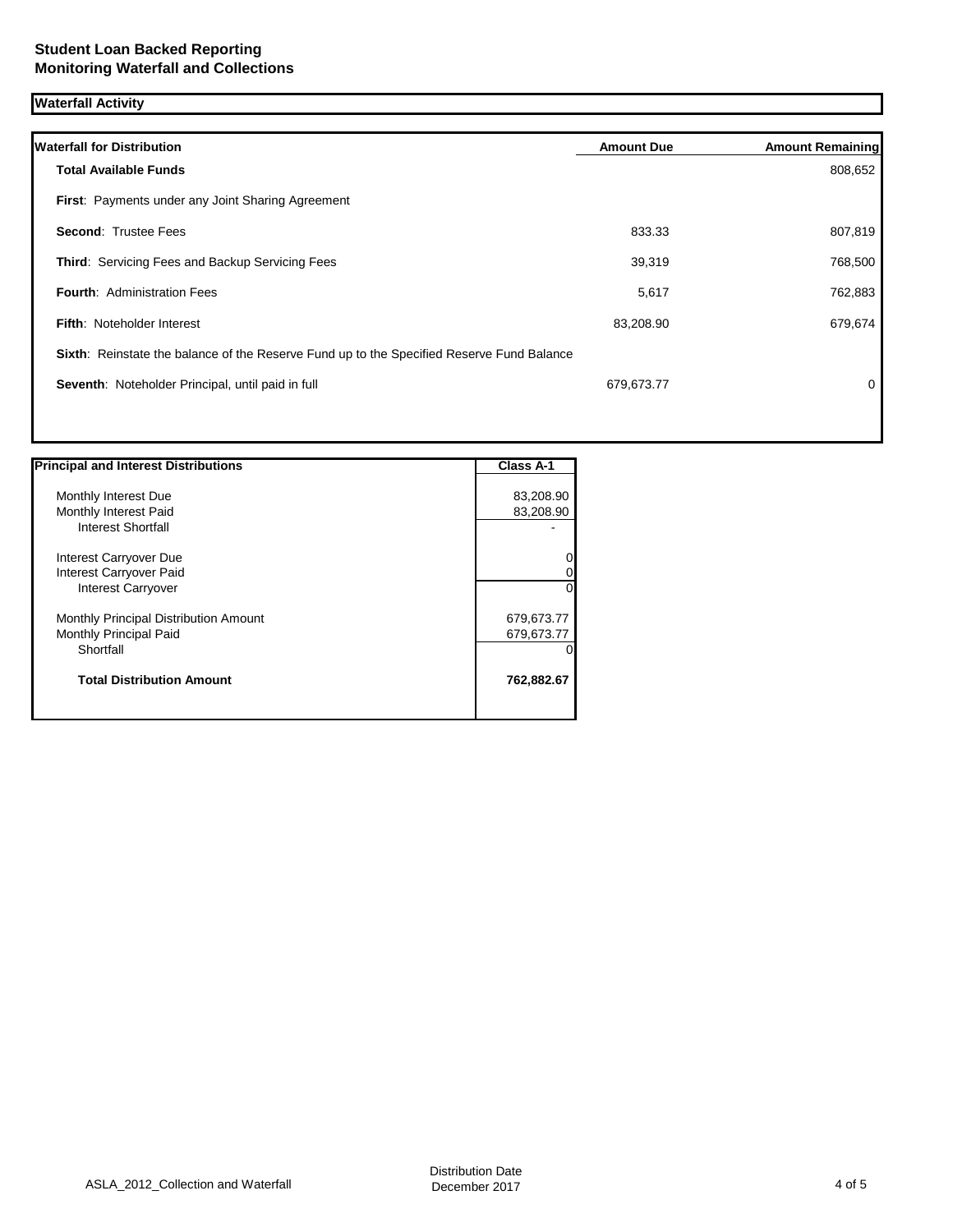**Student Loan Backed Reporting**
**Monitoring Waterfall and Collections**

## Waterfall Activity

| Waterfall for Distribution | Amount Due | Amount Remaining |
|---|---|---|
| **Total Available Funds** | | 808,652 |
| **First**: Payments under any Joint Sharing Agreement | | |
| **Second**: Trustee Fees | 833.33 | 807,819 |
| **Third**: Servicing Fees and Backup Servicing Fees | 39,319 | 768,500 |
| **Fourth**: Administration Fees | 5,617 | 762,883 |
| **Fifth**: Noteholder Interest | 83,208.90 | 679,674 |
| **Sixth**: Reinstate the balance of the Reserve Fund up to the Specified Reserve Fund Balance | | |
| **Seventh**: Noteholder Principal, until paid in full | 679,673.77 | 0 |

| Principal and Interest Distributions | Class A-1 |
|---|---|
| Monthly Interest Due | 83,208.90 |
| Monthly Interest Paid | 83,208.90 |
| Interest Shortfall | - |
| Interest Carryover Due | 0 |
| Interest Carryover Paid | 0 |
| Interest Carryover | 0 |
| Monthly Principal Distribution Amount | 679,673.77 |
| Monthly Principal Paid | 679,673.77 |
| Shortfall | 0 |
| **Total Distribution Amount** | **762,882.67** |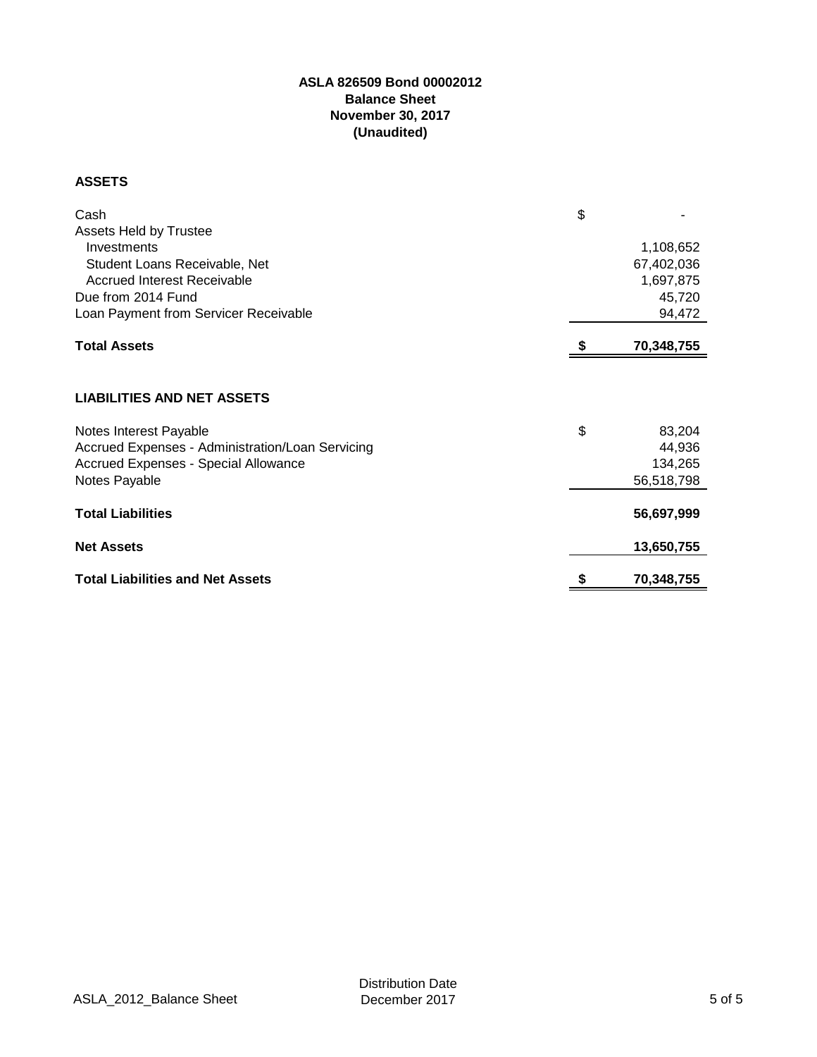**ASLA 826509 Bond 00002012**
**Balance Sheet**
**November 30, 2017**
**(Unaudited)**

**ASSETS**

| | | |
|---|---|---|
| Cash | $ | - |
| Assets Held by Trustee | | |
| Investments | | 1,108,652 |
| Student Loans Receivable, Net | | 67,402,036 |
| Accrued Interest Receivable | | 1,697,875 |
| Due from 2014 Fund | | 45,720 |
| Loan Payment from Servicer Receivable | | 94,472 |
| **Total Assets** | **$** | **70,348,755** |

**LIABILITIES AND NET ASSETS**

| | | |
|---|---|---|
| Notes Interest Payable | $ | 83,204 |
| Accrued Expenses - Administration/Loan Servicing | | 44,936 |
| Accrued Expenses - Special Allowance | | 134,265 |
| Notes Payable | | 56,518,798 |
| **Total Liabilities** | | **56,697,999** |
| **Net Assets** | | **13,650,755** |
| **Total Liabilities and Net Assets** | **$** | **70,348,755** |

ASLA_2012_Balance Sheet

Distribution Date
December 2017